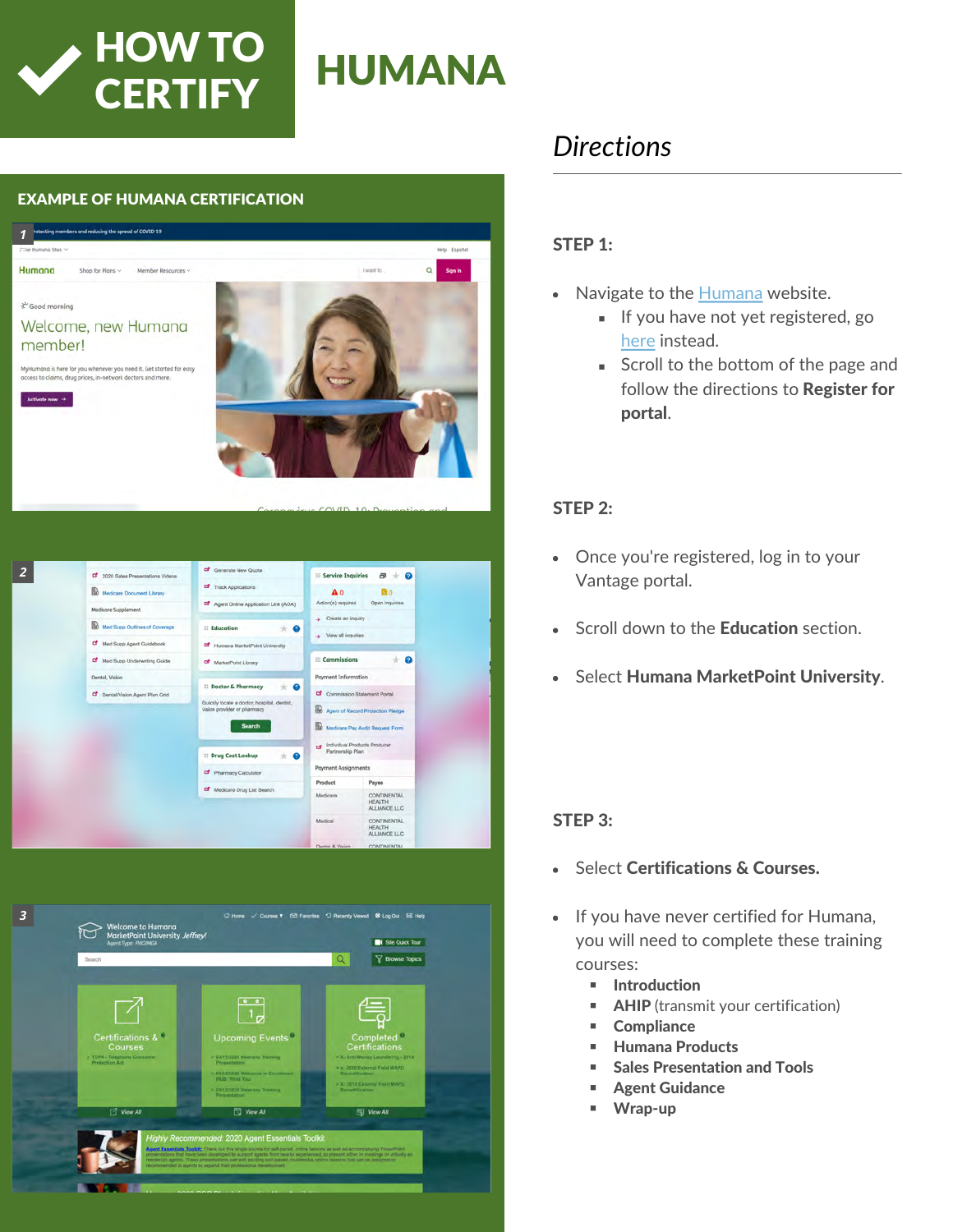# HOW TO CERTIFY HUMANA

## EXAMPLE OF HUMANA CERTIFICATION

## Directions

### STEP 1:

- Navigate to the Humana website.
  - If you have not yet registered, go here instead.
  - Scroll to the bottom of the page and follow the directions to **Register for portal**.

### STEP 2:

- Once you're registered, log in to your Vantage portal.
- Scroll down to the **Education** section.
- Select **Humana MarketPoint University**.

### STEP 3:

- Select **Certifications & Courses.**
- If you have never certified for Humana, you will need to complete these training courses:
  - **Introduction**
  - **AHIP** (transmit your certification)
  - **Compliance**
  - **Humana Products**
  - **Sales Presentation and Tools**
  - **Agent Guidance**
  - **Wrap-up**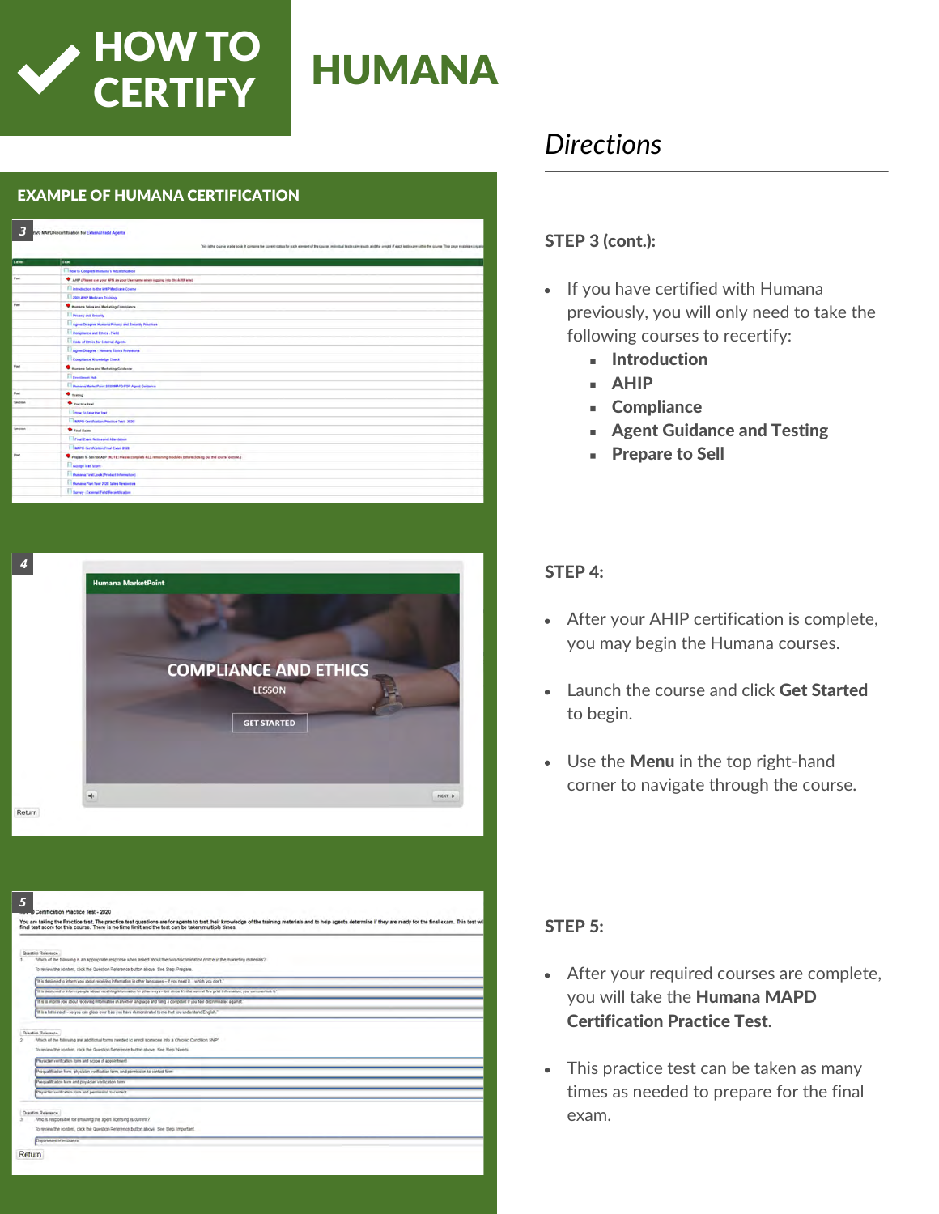# HOW TO CERTIFY HUMANA

## EXAMPLE OF HUMANA CERTIFICATION

## *Directions*

### STEP 3 (cont.):

- If you have certified with Humana previously, you will only need to take the following courses to recertify:
  - **Introduction**
  - **AHIP**
  - **Compliance**
  - **Agent Guidance and Testing**
  - **Prepare to Sell**

### STEP 4:

- After your AHIP certification is complete, you may begin the Humana courses.
- Launch the course and click **Get Started** to begin.
- Use the **Menu** in the top right-hand corner to navigate through the course.

### STEP 5:

- After your required courses are complete, you will take the **Humana MAPD Certification Practice Test**.
- This practice test can be taken as many times as needed to prepare for the final exam.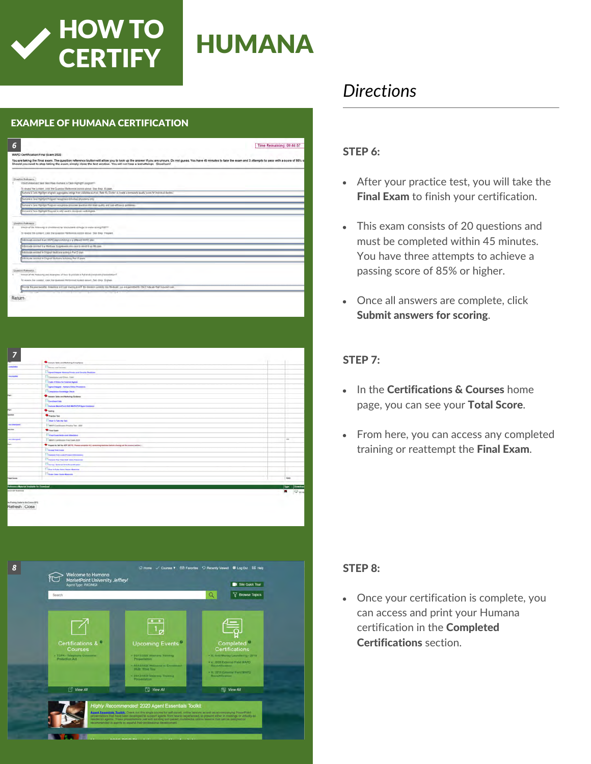# HOW TO CERTIFY HUMANA

## EXAMPLE OF HUMANA CERTIFICATION

6

7

8

## Directions

### STEP 6:

- After your practice test, you will take the **Final Exam** to finish your certification.
- This exam consists of 20 questions and must be completed within 45 minutes. You have three attempts to achieve a passing score of 85% or higher.
- Once all answers are complete, click **Submit answers for scoring**.

### STEP 7:

- In the **Certifications & Courses** home page, you can see your **Total Score**.
- From here, you can access any completed training or reattempt the **Final Exam**.

### STEP 8:

- Once your certification is complete, you can access and print your Humana certification in the **Completed Certifications** section.